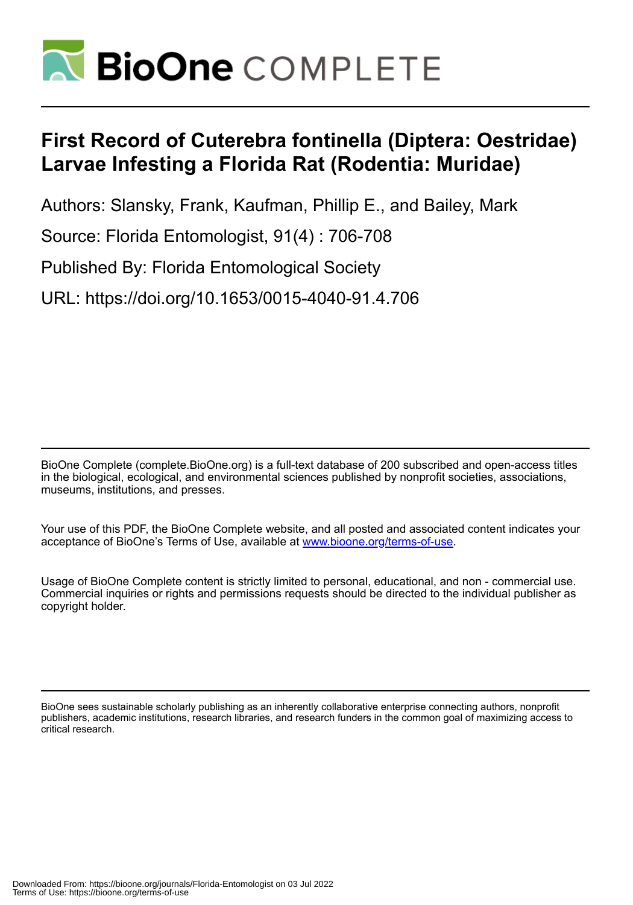# First Record of Cuterebra fontinella (Diptera: Oestridae) Larvae Infesting a Florida Rat (Rodentia: Muridae)

Authors: Slansky, Frank, Kaufman, Phillip E., and Bailey, Mark

Source: Florida Entomologist, 91(4) : 706-708

Published By: Florida Entomological Society

URL: https://doi.org/10.1653/0015-4040-91.4.706

BioOne Complete (complete.BioOne.org) is a full-text database of 200 subscribed and open-access titles in the biological, ecological, and environmental sciences published by nonprofit societies, associations, museums, institutions, and presses.

Your use of this PDF, the BioOne Complete website, and all posted and associated content indicates your acceptance of BioOne's Terms of Use, available at www.bioone.org/terms-of-use.

Usage of BioOne Complete content is strictly limited to personal, educational, and non - commercial use. Commercial inquiries or rights and permissions requests should be directed to the individual publisher as copyright holder.

BioOne sees sustainable scholarly publishing as an inherently collaborative enterprise connecting authors, nonprofit publishers, academic institutions, research libraries, and research funders in the common goal of maximizing access to critical research.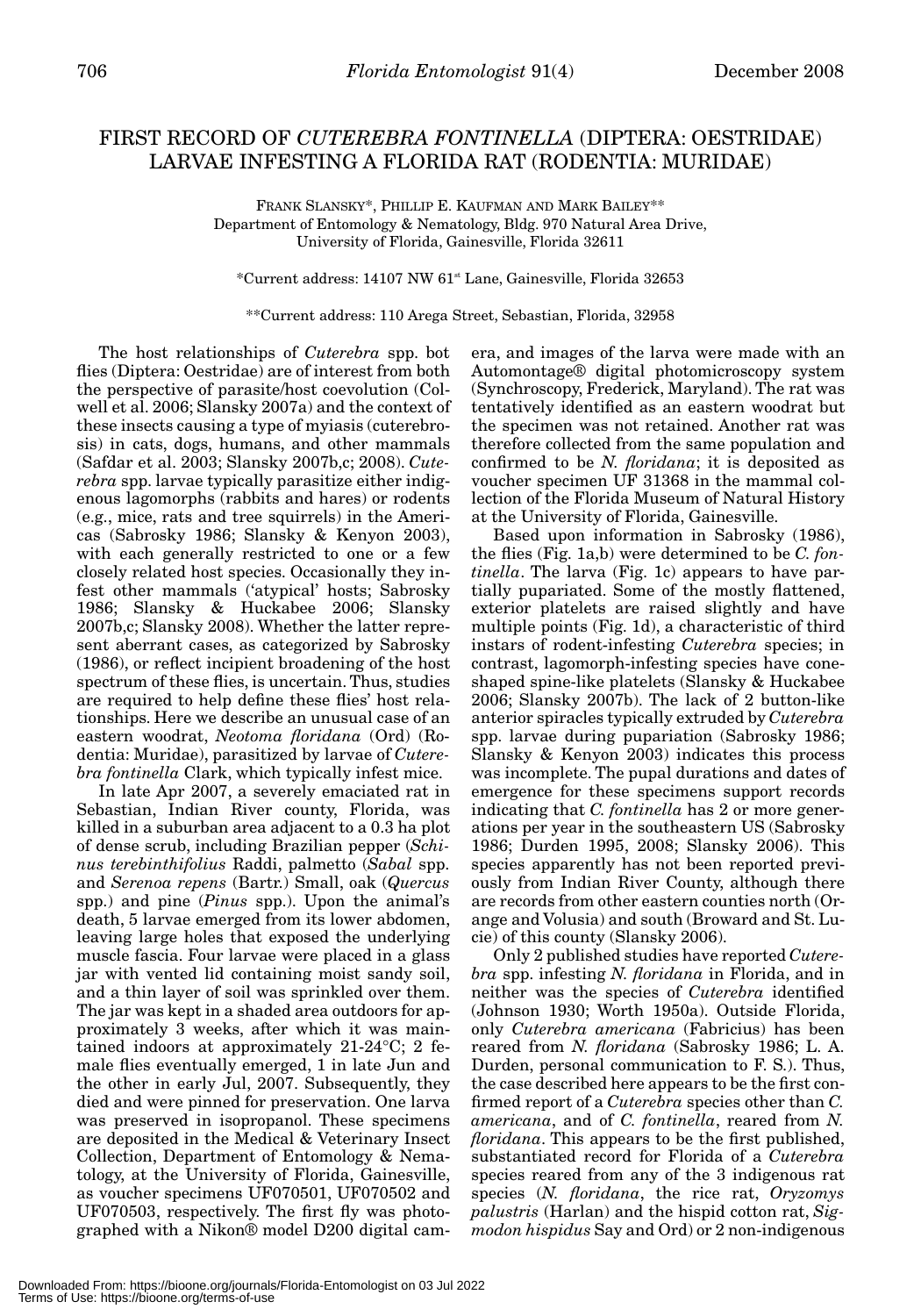# FIRST RECORD OF *CUTEREBRA FONTINELLA* (DIPTERA: OESTRIDAE) LARVAE INFESTING A FLORIDA RAT (RODENTIA: MURIDAE)

FRANK SLANSKY*, PHILLIP E. KAUFMAN AND MARK BAILEY**
Department of Entomology & Nematology, Bldg. 970 Natural Area Drive,
University of Florida, Gainesville, Florida 32611

*Current address: 14107 NW 61st Lane, Gainesville, Florida 32653

**Current address: 110 Arega Street, Sebastian, Florida, 32958

The host relationships of *Cuterebra* spp. bot flies (Diptera: Oestridae) are of interest from both the perspective of parasite/host coevolution (Colwell et al. 2006; Slansky 2007a) and the context of these insects causing a type of myiasis (cuterebrosis) in cats, dogs, humans, and other mammals (Safdar et al. 2003; Slansky 2007b,c; 2008). *Cuterebra* spp. larvae typically parasitize either indigenous lagomorphs (rabbits and hares) or rodents (e.g., mice, rats and tree squirrels) in the Americas (Sabrosky 1986; Slansky & Kenyon 2003), with each generally restricted to one or a few closely related host species. Occasionally they infest other mammals ('atypical' hosts; Sabrosky 1986; Slansky & Huckabee 2006; Slansky 2007b,c; Slansky 2008). Whether the latter represent aberrant cases, as categorized by Sabrosky (1986), or reflect incipient broadening of the host spectrum of these flies, is uncertain. Thus, studies are required to help define these flies' host relationships. Here we describe an unusual case of an eastern woodrat, *Neotoma floridana* (Ord) (Rodentia: Muridae), parasitized by larvae of *Cuterebra fontinella* Clark, which typically infest mice.

In late Apr 2007, a severely emaciated rat in Sebastian, Indian River county, Florida, was killed in a suburban area adjacent to a 0.3 ha plot of dense scrub, including Brazilian pepper (*Schinus terebinthifolius* Raddi, palmetto (*Sabal* spp. and *Serenoa repens* (Bartr.) Small, oak (*Quercus* spp.) and pine (*Pinus* spp.). Upon the animal's death, 5 larvae emerged from its lower abdomen, leaving large holes that exposed the underlying muscle fascia. Four larvae were placed in a glass jar with vented lid containing moist sandy soil, and a thin layer of soil was sprinkled over them. The jar was kept in a shaded area outdoors for approximately 3 weeks, after which it was maintained indoors at approximately 21-24°C; 2 female flies eventually emerged, 1 in late Jun and the other in early Jul, 2007. Subsequently, they died and were pinned for preservation. One larva was preserved in isopropanol. These specimens are deposited in the Medical & Veterinary Insect Collection, Department of Entomology & Nematology, at the University of Florida, Gainesville, as voucher specimens UF070501, UF070502 and UF070503, respectively. The first fly was photographed with a Nikon® model D200 digital camera, and images of the larva were made with an Automontage® digital photomicroscopy system (Synchroscopy, Frederick, Maryland). The rat was tentatively identified as an eastern woodrat but the specimen was not retained. Another rat was therefore collected from the same population and confirmed to be *N. floridana*; it is deposited as voucher specimen UF 31368 in the mammal collection of the Florida Museum of Natural History at the University of Florida, Gainesville.

Based upon information in Sabrosky (1986), the flies (Fig. 1a,b) were determined to be *C. fontinella*. The larva (Fig. 1c) appears to have partially pupariated. Some of the mostly flattened, exterior platelets are raised slightly and have multiple points (Fig. 1d), a characteristic of third instars of rodent-infesting *Cuterebra* species; in contrast, lagomorph-infesting species have cone-shaped spine-like platelets (Slansky & Huckabee 2006; Slansky 2007b). The lack of 2 button-like anterior spiracles typically extruded by *Cuterebra* spp. larvae during pupariation (Sabrosky 1986; Slansky & Kenyon 2003) indicates this process was incomplete. The pupal durations and dates of emergence for these specimens support records indicating that *C. fontinella* has 2 or more generations per year in the southeastern US (Sabrosky 1986; Durden 1995, 2008; Slansky 2006). This species apparently has not been reported previously from Indian River County, although there are records from other eastern counties north (Orange and Volusia) and south (Broward and St. Lucie) of this county (Slansky 2006).

Only 2 published studies have reported *Cuterebra* spp. infesting *N. floridana* in Florida, and in neither was the species of *Cuterebra* identified (Johnson 1930; Worth 1950a). Outside Florida, only *Cuterebra americana* (Fabricius) has been reared from *N. floridana* (Sabrosky 1986; L. A. Durden, personal communication to F. S.). Thus, the case described here appears to be the first confirmed report of a *Cuterebra* species other than *C. americana*, and of *C. fontinella*, reared from *N. floridana*. This appears to be the first published, substantiated record for Florida of a *Cuterebra* species reared from any of the 3 indigenous rat species (*N. floridana*, the rice rat, *Oryzomys palustris* (Harlan) and the hispid cotton rat, *Sigmodon hispidus* Say and Ord) or 2 non-indigenous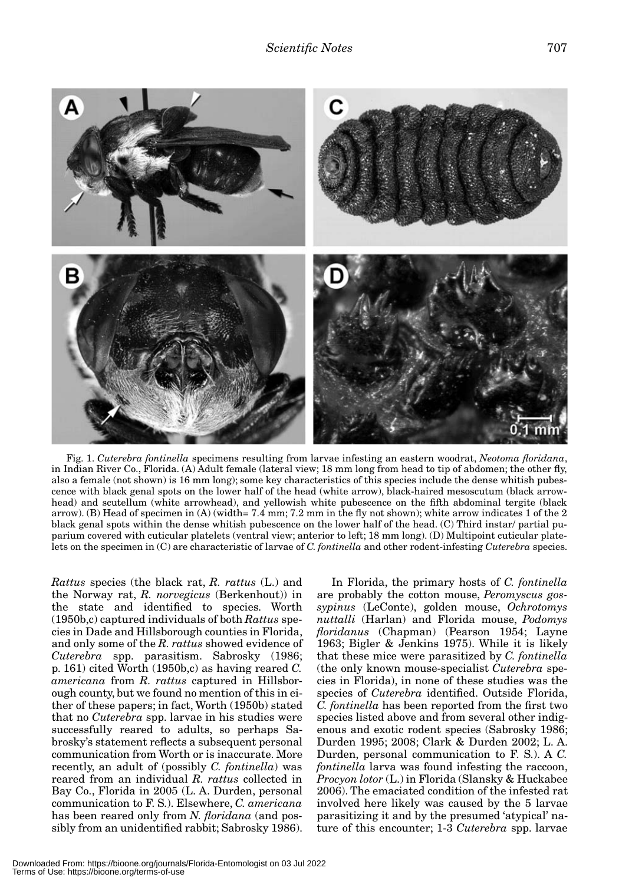Fig. 1. *Cuterebra fontinella* specimens resulting from larvae infesting an eastern woodrat, *Neotoma floridana*, in Indian River Co., Florida. (A) Adult female (lateral view; 18 mm long from head to tip of abdomen; the other fly, also a female (not shown) is 16 mm long); some key characteristics of this species include the dense whitish pubescence with black genal spots on the lower half of the head (white arrow), black-haired mesoscutum (black arrowhead) and scutellum (white arrowhead), and yellowish white pubescence on the fifth abdominal tergite (black arrow). (B) Head of specimen in (A) (width= 7.4 mm; 7.2 mm in the fly not shown); white arrow indicates 1 of the 2 black genal spots within the dense whitish pubescence on the lower half of the head. (C) Third instar/ partial puparium covered with cuticular platelets (ventral view; anterior to left; 18 mm long). (D) Multipoint cuticular platelets on the specimen in (C) are characteristic of larvae of *C. fontinella* and other rodent-infesting *Cuterebra* species.

*Rattus* species (the black rat, *R. rattus* (L.) and the Norway rat, *R. norvegicus* (Berkenhout)) in the state and identified to species. Worth (1950b,c) captured individuals of both *Rattus* species in Dade and Hillsborough counties in Florida, and only some of the *R. rattus* showed evidence of *Cuterebra* spp. parasitism. Sabrosky (1986; p. 161) cited Worth (1950b,c) as having reared *C. americana* from *R. rattus* captured in Hillsborough county, but we found no mention of this in either of these papers; in fact, Worth (1950b) stated that no *Cuterebra* spp. larvae in his studies were successfully reared to adults, so perhaps Sabrosky's statement reflects a subsequent personal communication from Worth or is inaccurate. More recently, an adult of (possibly *C. fontinella*) was reared from an individual *R. rattus* collected in Bay Co., Florida in 2005 (L. A. Durden, personal communication to F. S.). Elsewhere, *C. americana* has been reared only from *N. floridana* (and possibly from an unidentified rabbit; Sabrosky 1986).

In Florida, the primary hosts of *C. fontinella* are probably the cotton mouse, *Peromyscus gossypinus* (LeConte), golden mouse, *Ochrotomys nuttalli* (Harlan) and Florida mouse, *Podomys floridanus* (Chapman) (Pearson 1954; Layne 1963; Bigler & Jenkins 1975). While it is likely that these mice were parasitized by *C. fontinella* (the only known mouse-specialist *Cuterebra* species in Florida), in none of these studies was the species of *Cuterebra* identified. Outside Florida, *C. fontinella* has been reported from the first two species listed above and from several other indigenous and exotic rodent species (Sabrosky 1986; Durden 1995; 2008; Clark & Durden 2002; L. A. Durden, personal communication to F. S.). A *C. fontinella* larva was found infesting the raccoon, *Procyon lotor* (L.) in Florida (Slansky & Huckabee 2006). The emaciated condition of the infested rat involved here likely was caused by the 5 larvae parasitizing it and by the presumed 'atypical' nature of this encounter; 1-3 *Cuterebra* spp. larvae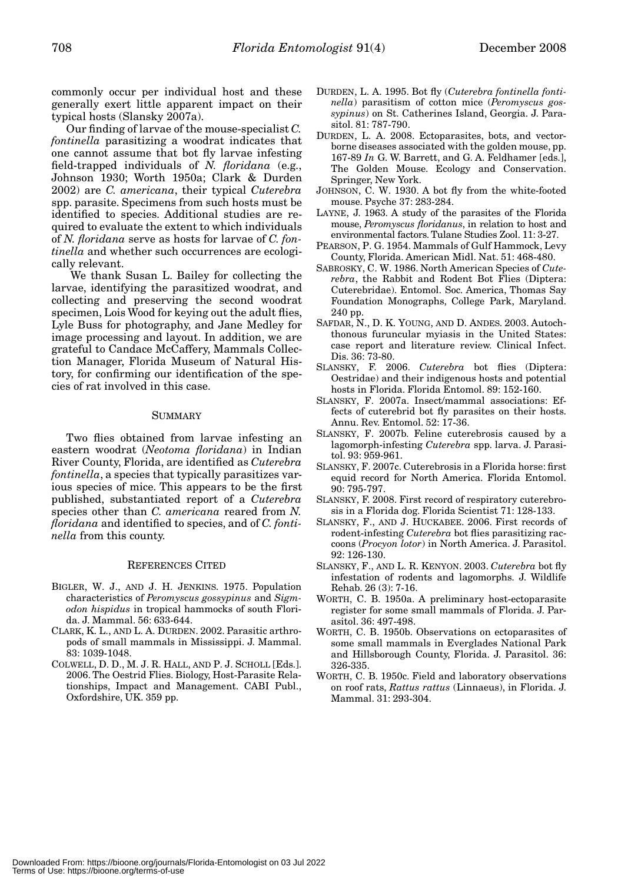commonly occur per individual host and these generally exert little apparent impact on their typical hosts (Slansky 2007a).

Our finding of larvae of the mouse-specialist *C. fontinella* parasitizing a woodrat indicates that one cannot assume that bot fly larvae infesting field-trapped individuals of *N. floridana* (e.g., Johnson 1930; Worth 1950a; Clark & Durden 2002) are *C. americana*, their typical *Cuterebra* spp. parasite. Specimens from such hosts must be identified to species. Additional studies are required to evaluate the extent to which individuals of *N. floridana* serve as hosts for larvae of *C. fontinella* and whether such occurrences are ecologically relevant.

We thank Susan L. Bailey for collecting the larvae, identifying the parasitized woodrat, and collecting and preserving the second woodrat specimen, Lois Wood for keying out the adult flies, Lyle Buss for photography, and Jane Medley for image processing and layout. In addition, we are grateful to Candace McCaffery, Mammals Collection Manager, Florida Museum of Natural History, for confirming our identification of the species of rat involved in this case.

## Summary

Two flies obtained from larvae infesting an eastern woodrat (*Neotoma floridana*) in Indian River County, Florida, are identified as *Cuterebra fontinella*, a species that typically parasitizes various species of mice. This appears to be the first published, substantiated report of a *Cuterebra* species other than *C. americana* reared from *N. floridana* and identified to species, and of *C. fontinella* from this county.

## References Cited

Bigler, W. J., and J. H. Jenkins. 1975. Population characteristics of *Peromyscus gossypinus* and *Sigmodon hispidus* in tropical hammocks of south Florida. J. Mammal. 56: 633-644.

Clark, K. L., and L. A. Durden. 2002. Parasitic arthropods of small mammals in Mississippi. J. Mammal. 83: 1039-1048.

Colwell, D. D., M. J. R. Hall, and P. J. Scholl [Eds.]. 2006. The Oestrid Flies. Biology, Host-Parasite Relationships, Impact and Management. CABI Publ., Oxfordshire, UK. 359 pp.

Durden, L. A. 1995. Bot fly (*Cuterebra fontinella fontinella*) parasitism of cotton mice (*Peromyscus gossypinus*) on St. Catherines Island, Georgia. J. Parasitol. 81: 787-790.

Durden, L. A. 2008. Ectoparasites, bots, and vector-borne diseases associated with the golden mouse, pp. 167-89 *In* G. W. Barrett, and G. A. Feldhamer [eds.], The Golden Mouse. Ecology and Conservation. Springer, New York.

Johnson, C. W. 1930. A bot fly from the white-footed mouse. Psyche 37: 283-284.

Layne, J. 1963. A study of the parasites of the Florida mouse, *Peromyscus floridanus*, in relation to host and environmental factors. Tulane Studies Zool. 11: 3-27.

Pearson, P. G. 1954. Mammals of Gulf Hammock, Levy County, Florida. American Midl. Nat. 51: 468-480.

Sabrosky, C. W. 1986. North American Species of *Cuterebra*, the Rabbit and Rodent Bot Flies (Diptera: Cuterebridae). Entomol. Soc. America, Thomas Say Foundation Monographs, College Park, Maryland. 240 pp.

Safdar, N., D. K. Young, and D. Andes. 2003. Autochthonous furuncular myiasis in the United States: case report and literature review. Clinical Infect. Dis. 36: 73-80.

Slansky, F. 2006. *Cuterebra* bot flies (Diptera: Oestridae) and their indigenous hosts and potential hosts in Florida. Florida Entomol. 89: 152-160.

Slansky, F. 2007a. Insect/mammal associations: Effects of cuterebrid bot fly parasites on their hosts. Annu. Rev. Entomol. 52: 17-36.

Slansky, F. 2007b. Feline cuterebrosis caused by a lagomorph-infesting *Cuterebra* spp. larva. J. Parasitol. 93: 959-961.

Slansky, F. 2007c. Cuterebrosis in a Florida horse: first equid record for North America. Florida Entomol. 90: 795-797.

Slansky, F. 2008. First record of respiratory cuterebrosis in a Florida dog. Florida Scientist 71: 128-133.

Slansky, F., and J. Huckabee. 2006. First records of rodent-infesting *Cuterebra* bot flies parasitizing raccoons (*Procyon lotor*) in North America. J. Parasitol. 92: 126-130.

Slansky, F., and L. R. Kenyon. 2003. *Cuterebra* bot fly infestation of rodents and lagomorphs. J. Wildlife Rehab. 26 (3): 7-16.

Worth, C. B. 1950a. A preliminary host-ectoparasite register for some small mammals of Florida. J. Parasitol. 36: 497-498.

Worth, C. B. 1950b. Observations on ectoparasites of some small mammals in Everglades National Park and Hillsborough County, Florida. J. Parasitol. 36: 326-335.

Worth, C. B. 1950c. Field and laboratory observations on roof rats, *Rattus rattus* (Linnaeus), in Florida. J. Mammal. 31: 293-304.